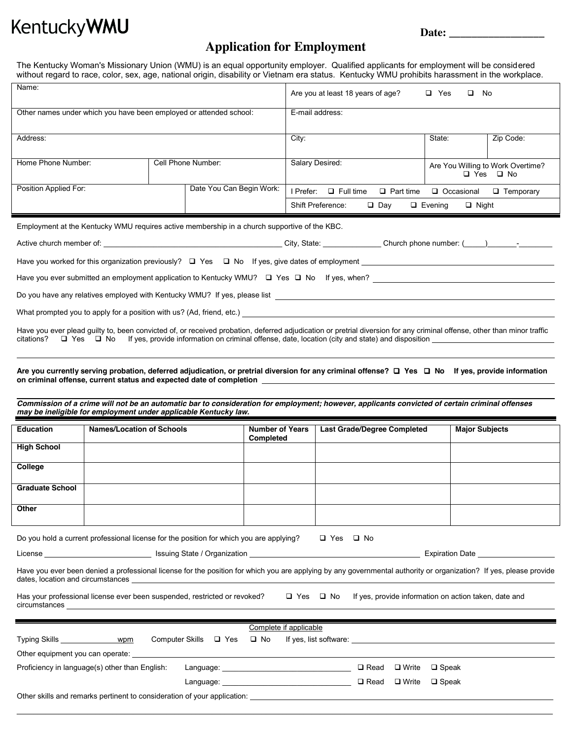KentuckyWMU

**Date: ________________**

# Application for Employment

The Kentucky Woman's Missionary Union (WMU) is an equal opportunity employer. Qualified applicants for employment will be considered without regard to race, color, sex, age, national origin, disability or Vietnam era status. Kentucky WMU prohibits harassment in the workplace.

| | | | | | |
|---|---|---|---|---|---|
| Name: | | | Are you at least 18 years of age? ❑ Yes ❑ No | | |
| Other names under which you have been employed or attended school: | | | E-mail address: | | |
| Address: | | | City: | State: | Zip Code: |
| Home Phone Number: | Cell Phone Number: | | Salary Desired: | Are You Willing to Work Overtime? ❑ Yes ❑ No | |
| Position Applied For: | | Date You Can Begin Work: | I Prefer: ❑ Full time ❑ Part time ❑ Occasional ❑ Temporary | | |
| | | | Shift Preference: ❑ Day ❑ Evening ❑ Night | | |

Employment at the Kentucky WMU requires active membership in a church supportive of the KBC.

Active church member of: ________________________ City, State: ______________ Church phone number: (_____)_______-________

Have you worked for this organization previously? ❑ Yes ❑ No If yes, give dates of employment ________________________

Have you ever submitted an employment application to Kentucky WMU? ❑ Yes ❑ No If yes, when? ________________________

Do you have any relatives employed with Kentucky WMU? If yes, please list ________________________

What prompted you to apply for a position with us? (Ad, friend, etc.) ________________________

Have you ever plead guilty to, been convicted of, or received probation, deferred adjudication or pretrial diversion for any criminal offense, other than minor traffic citations? ❑ Yes ❑ No If yes, provide information on criminal offense, date, location (city and state) and disposition ________________________

**Are you currently serving probation, deferred adjudication, or pretrial diversion for any criminal offense? ❑ Yes ❑ No If yes, provide information on criminal offense, current status and expected date of completion** ________________________

***Commission of a crime will not be an automatic bar to consideration for employment; however, applicants convicted of certain criminal offenses may be ineligible for employment under applicable Kentucky law.***

| Education | Names/Location of Schools | Number of Years Completed | Last Grade/Degree Completed | Major Subjects |
|---|---|---|---|---|
| **High School** | | | | |
| **College** | | | | |
| **Graduate School** | | | | |
| **Other** | | | | |

Do you hold a current professional license for the position for which you are applying? ❑ Yes ❑ No

License ________________ Issuing State / Organization ________________________ Expiration Date ____________

Have you ever been denied a professional license for the position for which you are applying by any governmental authority or organization? If yes, please provide dates, location and circumstances ________________________

Has your professional license ever been suspended, restricted or revoked? ❑ Yes ❑ No If yes, provide information on action taken, date and circumstances ________________________

Complete if applicable

Typing Skills ____________ wpm Computer Skills ❑ Yes ❑ No If yes, list software: ________________________

Other equipment you can operate: ________________________

Proficiency in language(s) other than English: Language: ________________ ❑ Read ❑ Write ❑ Speak

Language: ________________ ❑ Read ❑ Write ❑ Speak

Other skills and remarks pertinent to consideration of your application: ________________________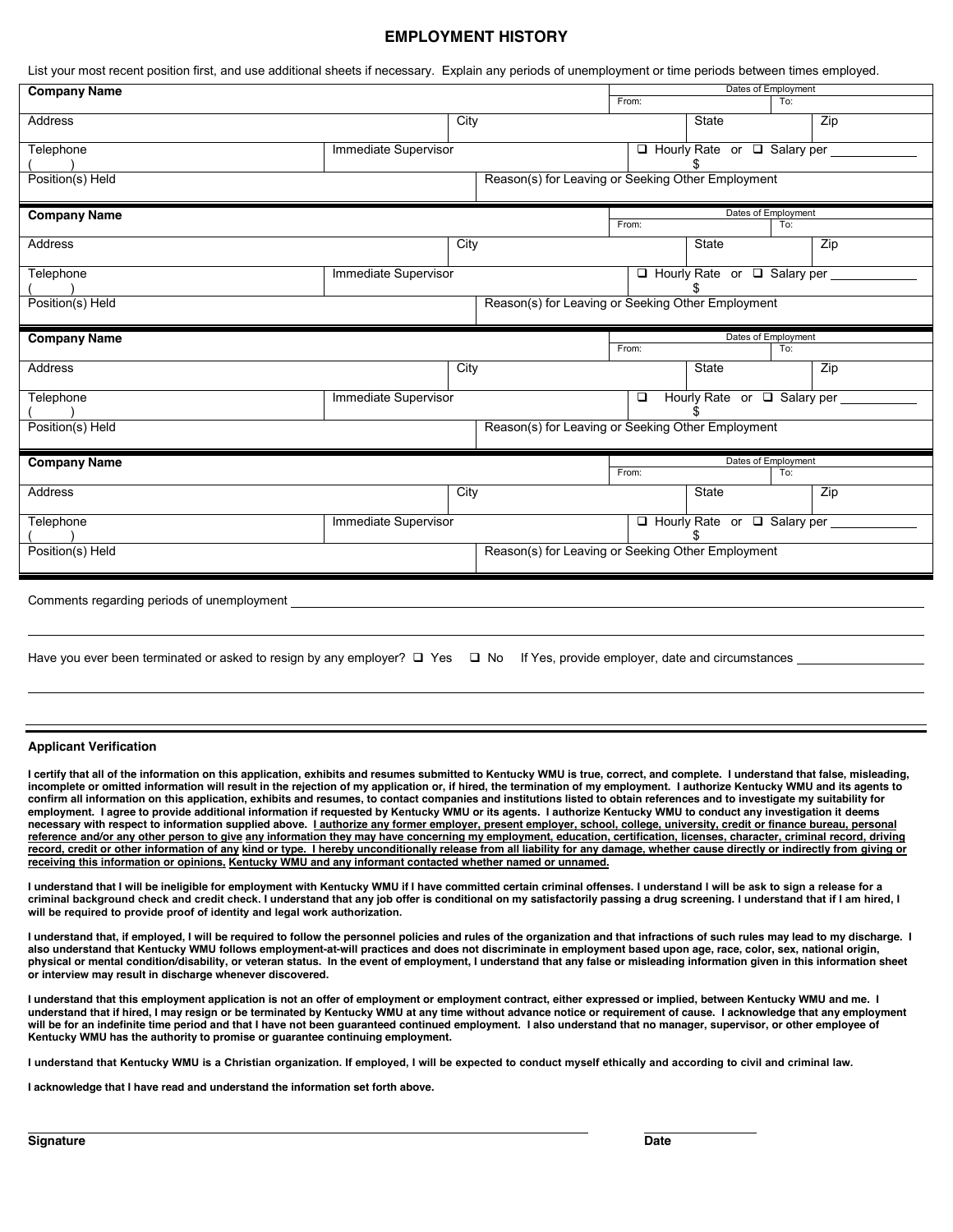## EMPLOYMENT HISTORY

List your most recent position first, and use additional sheets if necessary. Explain any periods of unemployment or time periods between times employed.

| **Company Name** | | | Dates of Employment From: | To: |
|---|---|---|---|---|
| Address | City | | State | Zip |
| Telephone ( ) | Immediate Supervisor | | ❑ Hourly Rate or ❑ Salary per ______ $ | |
| Position(s) Held | | Reason(s) for Leaving or Seeking Other Employment | | |

| **Company Name** | | | Dates of Employment From: | To: |
|---|---|---|---|---|
| Address | City | | State | Zip |
| Telephone ( ) | Immediate Supervisor | | ❑ Hourly Rate or ❑ Salary per ______ $ | |
| Position(s) Held | | Reason(s) for Leaving or Seeking Other Employment | | |

| **Company Name** | | | Dates of Employment From: | To: |
|---|---|---|---|---|
| Address | City | | State | Zip |
| Telephone ( ) | Immediate Supervisor | | ❑ Hourly Rate or ❑ Salary per ______ $ | |
| Position(s) Held | | Reason(s) for Leaving or Seeking Other Employment | | |

| **Company Name** | | | Dates of Employment From: | To: |
|---|---|---|---|---|
| Address | City | | State | Zip |
| Telephone ( ) | Immediate Supervisor | | ❑ Hourly Rate or ❑ Salary per ______ $ | |
| Position(s) Held | | Reason(s) for Leaving or Seeking Other Employment | | |

Comments regarding periods of unemployment ______________________________________________

______________________________________________

Have you ever been terminated or asked to resign by any employer? ❑ Yes ❑ No If Yes, provide employer, date and circumstances ______________

______________________________________________

### Applicant Verification

**I certify that all of the information on this application, exhibits and resumes submitted to Kentucky WMU is true, correct, and complete. I understand that false, misleading, incomplete or omitted information will result in the rejection of my application or, if hired, the termination of my employment. I authorize Kentucky WMU and its agents to confirm all information on this application, exhibits and resumes, to contact companies and institutions listed to obtain references and to investigate my suitability for employment. I agree to provide additional information if requested by Kentucky WMU or its agents. I authorize Kentucky WMU to conduct any investigation it deems necessary with respect to information supplied above. <u>I authorize any former employer, present employer, school, college, university, credit or finance bureau, personal reference and/or any other person to give any information they may have concerning my employment, education, certification, licenses, character, criminal record, driving record, credit or other information of any kind or type. I hereby unconditionally release from all liability for any damage, whether cause directly or indirectly from giving or receiving this information or opinions, Kentucky WMU and any informant contacted whether named or unnamed.</u>**

**I understand that I will be ineligible for employment with Kentucky WMU if I have committed certain criminal offenses. I understand I will be ask to sign a release for a criminal background check and credit check. I understand that any job offer is conditional on my satisfactorily passing a drug screening. I understand that if I am hired, I will be required to provide proof of identity and legal work authorization.**

**I understand that, if employed, I will be required to follow the personnel policies and rules of the organization and that infractions of such rules may lead to my discharge. I also understand that Kentucky WMU follows employment-at-will practices and does not discriminate in employment based upon age, race, color, sex, national origin, physical or mental condition/disability, or veteran status. In the event of employment, I understand that any false or misleading information given in this information sheet or interview may result in discharge whenever discovered.**

**I understand that this employment application is not an offer of employment or employment contract, either expressed or implied, between Kentucky WMU and me. I understand that if hired, I may resign or be terminated by Kentucky WMU at any time without advance notice or requirement of cause. I acknowledge that any employment will be for an indefinite time period and that I have not been guaranteed continued employment. I also understand that no manager, supervisor, or other employee of Kentucky WMU has the authority to promise or guarantee continuing employment.**

**I understand that Kentucky WMU is a Christian organization. If employed, I will be expected to conduct myself ethically and according to civil and criminal law.**

**I acknowledge that I have read and understand the information set forth above.**

______________________________________________ ______________

**Signature** **Date**